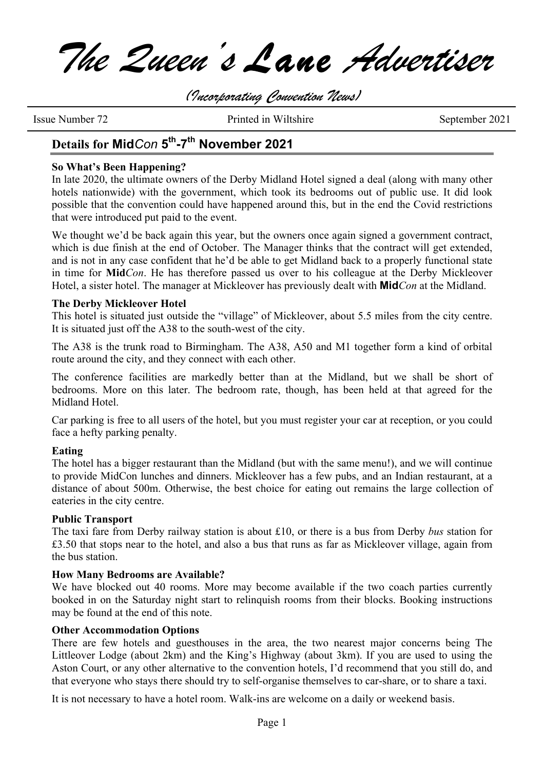# The Queen's Lane Advertiser

*(Incorporating Convention News)*

Issue Number 72 Printed in Wiltshire September 2021

## Details for **Mid***Con* 5th-7th November 2021

### So What's Been Happening?

In late 2020, the ultimate owners of the Derby Midland Hotel signed a deal (along with many other hotels nationwide) with the government, which took its bedrooms out of public use. It did look possible that the convention could have happened around this, but in the end the Covid restrictions that were introduced put paid to the event.

We thought we'd be back again this year, but the owners once again signed a government contract, which is due finish at the end of October. The Manager thinks that the contract will get extended, and is not in any case confident that he'd be able to get Midland back to a properly functional state in time for **Mid***Con*. He has therefore passed us over to his colleague at the Derby Mickleover Hotel, a sister hotel. The manager at Mickleover has previously dealt with **Mid***Con* at the Midland.

### The Derby Mickleover Hotel

This hotel is situated just outside the "village" of Mickleover, about 5.5 miles from the city centre. It is situated just off the A38 to the south-west of the city.

The A38 is the trunk road to Birmingham. The A38, A50 and M1 together form a kind of orbital route around the city, and they connect with each other.

The conference facilities are markedly better than at the Midland, but we shall be short of bedrooms. More on this later. The bedroom rate, though, has been held at that agreed for the Midland Hotel.

Car parking is free to all users of the hotel, but you must register your car at reception, or you could face a hefty parking penalty.

### Eating

The hotel has a bigger restaurant than the Midland (but with the same menu!), and we will continue to provide MidCon lunches and dinners. Mickleover has a few pubs, and an Indian restaurant, at a distance of about 500m. Otherwise, the best choice for eating out remains the large collection of eateries in the city centre.

### Public Transport

The taxi fare from Derby railway station is about £10, or there is a bus from Derby *bus* station for £3.50 that stops near to the hotel, and also a bus that runs as far as Mickleover village, again from the bus station.

### How Many Bedrooms are Available?

We have blocked out 40 rooms. More may become available if the two coach parties currently booked in on the Saturday night start to relinquish rooms from their blocks. Booking instructions may be found at the end of this note.

### Other Accommodation Options

There are few hotels and guesthouses in the area, the two nearest major concerns being The Littleover Lodge (about 2km) and the King's Highway (about 3km). If you are used to using the Aston Court, or any other alternative to the convention hotels, I'd recommend that you still do, and that everyone who stays there should try to self-organise themselves to car-share, or to share a taxi.

It is not necessary to have a hotel room. Walk-ins are welcome on a daily or weekend basis.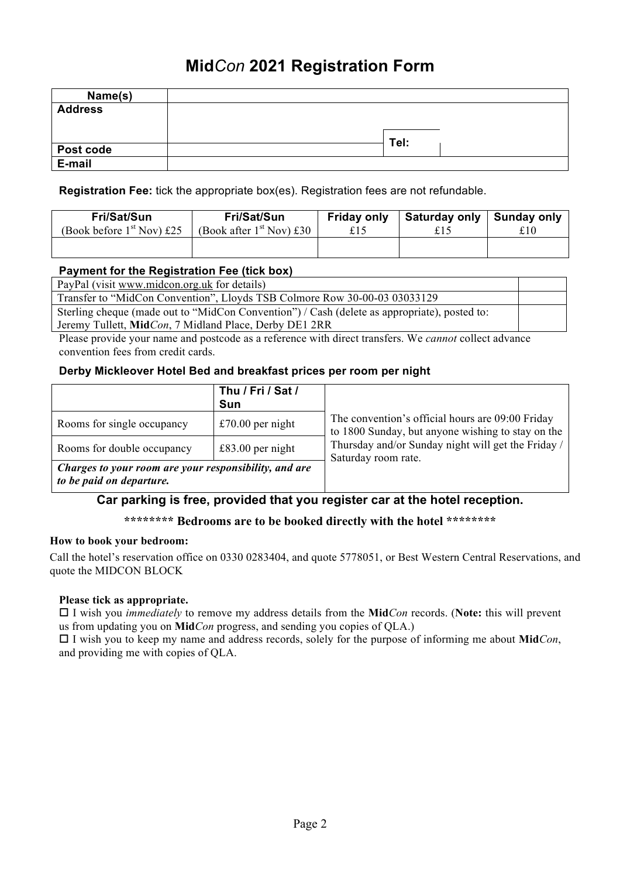# **Mid*Con* 2021 Registration Form**

| | |
|---|---|
| **Name(s)** | |
| **Address** | |
| **Post code** | **Tel:** |
| **E-mail** | |

**Registration Fee:** tick the appropriate box(es). Registration fees are not refundable.

| Fri/Sat/Sun (Book before 1st Nov) £25 | Fri/Sat/Sun (Book after 1st Nov) £30 | Friday only £15 | Saturday only £15 | Sunday only £10 |
|---|---|---|---|---|
| | | | | |

**Payment for the Registration Fee (tick box)**

| | |
|---|---|
| PayPal (visit www.midcon.org.uk for details) | |
| Transfer to "MidCon Convention", Lloyds TSB Colmore Row 30-00-03 03033129 | |
| Sterling cheque (made out to "MidCon Convention") / Cash (delete as appropriate), posted to: Jeremy Tullett, **Mid***Con*, 7 Midland Place, Derby DE1 2RR | |

Please provide your name and postcode as a reference with direct transfers. We *cannot* collect advance convention fees from credit cards.

**Derby Mickleover Hotel Bed and breakfast prices per room per night**

| | Thu / Fri / Sat / Sun | |
|---|---|---|
| Rooms for single occupancy | £70.00 per night | The convention's official hours are 09:00 Friday to 1800 Sunday, but anyone wishing to stay on the Thursday and/or Sunday night will get the Friday / Saturday room rate. |
| Rooms for double occupancy | £83.00 per night | |
| ***Charges to your room are your responsibility, and are to be paid on departure.*** | | |

**Car parking is free, provided that you register car at the hotel reception.**

**\*\*\*\*\*\*\*\* Bedrooms are to be booked directly with the hotel \*\*\*\*\*\*\*\***

**How to book your bedroom:**

Call the hotel's reservation office on 0330 0283404, and quote 5778051, or Best Western Central Reservations, and quote the MIDCON BLOCK

**Please tick as appropriate.**

☐ I wish you *immediately* to remove my address details from the **Mid***Con* records. (**Note:** this will prevent us from updating you on **Mid***Con* progress, and sending you copies of QLA.)

☐ I wish you to keep my name and address records, solely for the purpose of informing me about **Mid***Con*, and providing me with copies of QLA.